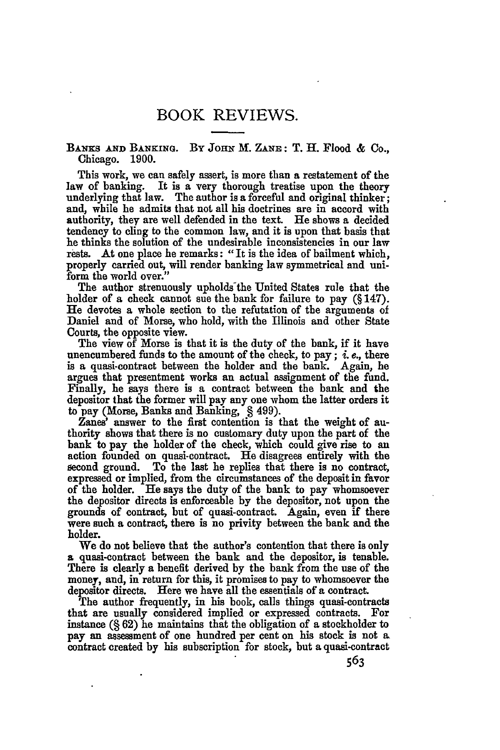# BOOK REVIEWS.

BANKS AND BANKING. BY JOHN M. ZANE: T. H. Flood & Co., Chicago. 1900.

This work, we can safely assert, is more than a restatement of the law of banking. It is a very thorough treatise upon the theory underlying that law. The author is a forceful and original thinker; and, while he admits that not all his doctrines are in accord with authority, they are well defended in the text. He shows a decided tendency to cling to the common law, and it is upon that basis that he thinks the solution of the undesirable inconsistencies in our law rests. At one place he remarks: "It is the idea of bailment which, properly carried out, will render banking law symmetrical and uniform the world over."

The author strenuously upholds the United States rule that the holder of a check cannot sue the bank for failure to pay (§ 147). He devotes a whole section to the refutation of the arguments of Daniel and of Morse, who hold, with the Illinois and other State Courts, the opposite view.

The view of Morse is that it is the duty of the bank, if it have unencumbered funds to the amount of the check, to pay; *i. e.*, there is a quasi-contract between the holder and the bank. Again, he argues that presentment works an actual assignment of the fund. Finally, he says there is a contract between the bank and the depositor that the former will pay any one whom the latter orders it to pay (Morse, Banks and Banking, § 499).

Zanes' answer to the first contention is that the weight of authority shows that there is no customary duty upon the part of the bank to pay the holder of the check, which could give rise to an action founded on quasi-contract. He disagrees entirely with the second ground. To the last he replies that there is no contract, expressed or implied, from the circumstances of the deposit in favor of the holder. He says the duty of the bank to pay whomsoever the depositor directs is enforceable by the depositor, not upon the grounds of contract, but of quasi-contract. Again, even if there were such a contract, there is no privity between the bank and the holder.

We do not believe that the author's contention that there is only a quasi-contract between the bank and the depositor, is tenable. There is clearly a benefit derived by the bank from the use of the money, and, in return for this, it promises to pay to whomsoever the depositor directs. Here we have all the essentials of a contract.

The author frequently, in his book, calls things quasi-contracts that are usually considered implied or expressed contracts. For instance (§ 62) he maintains that the obligation of a stockholder to pay an assessment of one hundred per cent on his stock is not a contract created by his subscription for stock, but a quasi-contract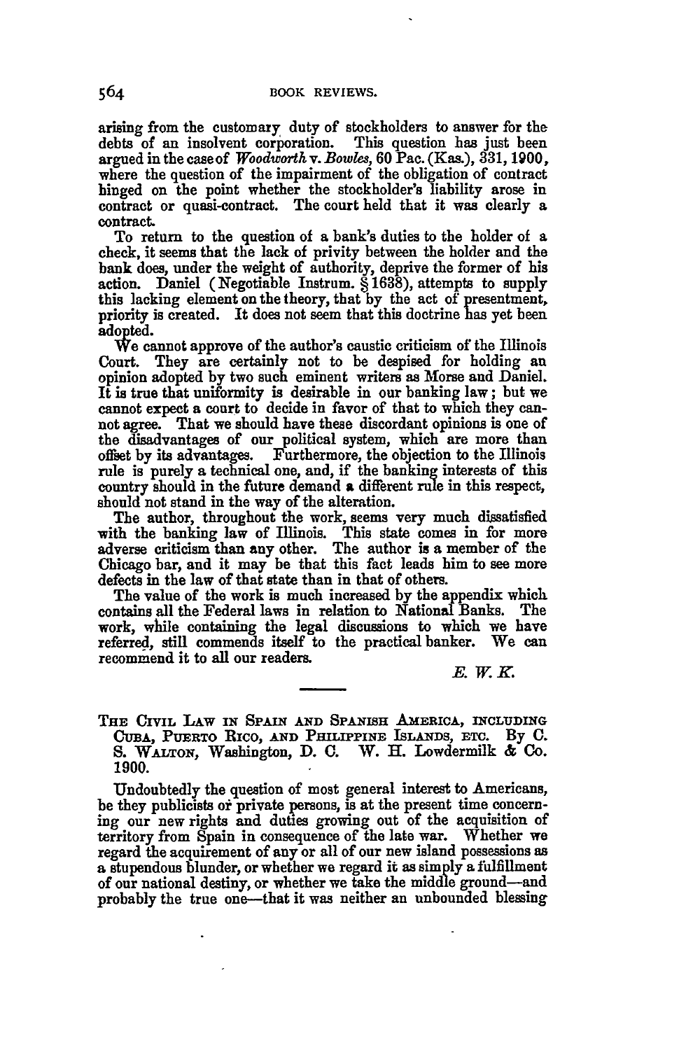arising from the customary duty of stockholders to answer for the debts of an insolvent corporation. This question has just been argued in the case of *Woodworth* v. *Bowles*, 60 Pac. (Kas.), 331, 1900, where the question of the impairment of the obligation of contract hinged on the point whether the stockholder's liability arose in contract or quasi-contract. The court held that it was clearly a contract.

To return to the question of a bank's duties to the holder of a check, it seems that the lack of privity between the holder and the bank does, under the weight of authority, deprive the former of his action. Daniel (Negotiable Instrum. § 1638), attempts to supply this lacking element on the theory, that by the act of presentment, priority is created. It does not seem that this doctrine has yet been adopted.

We cannot approve of the author's caustic criticism of the Illinois Court. They are certainly not to be despised for holding an opinion adopted by two such eminent writers as Morse and Daniel. It is true that uniformity is desirable in our banking law; but we cannot expect a court to decide in favor of that to which they cannot agree. That we should have these discordant opinions is one of the disadvantages of our political system, which are more than offset by its advantages. Furthermore, the objection to the Illinois rule is purely a technical one, and, if the banking interests of this country should in the future demand a different rule in this respect, should not stand in the way of the alteration.

The author, throughout the work, seems very much dissatisfied with the banking law of Illinois. This state comes in for more adverse criticism than any other. The author is a member of the Chicago bar, and it may be that this fact leads him to see more defects in the law of that state than in that of others.

The value of the work is much increased by the appendix which contains all the Federal laws in relation to National Banks. The work, while containing the legal discussions to which we have referred, still commends itself to the practical banker. We can recommend it to all our readers.

*E. W. K.*

---

THE CIVIL LAW IN SPAIN AND SPANISH AMERICA, INCLUDING CUBA, PUERTO RICO, AND PHILIPPINE ISLANDS, ETC. By C. S. WALTON, Washington, D. C. W. H. Lowdermilk & Co. 1900.

Undoubtedly the question of most general interest to Americans, be they publicists or private persons, is at the present time concerning our new rights and duties growing out of the acquisition of territory from Spain in consequence of the late war. Whether we regard the acquirement of any or all of our new island possessions as a stupendous blunder, or whether we regard it as simply a fulfillment of our national destiny, or whether we take the middle ground—and probably the true one—that it was neither an unbounded blessing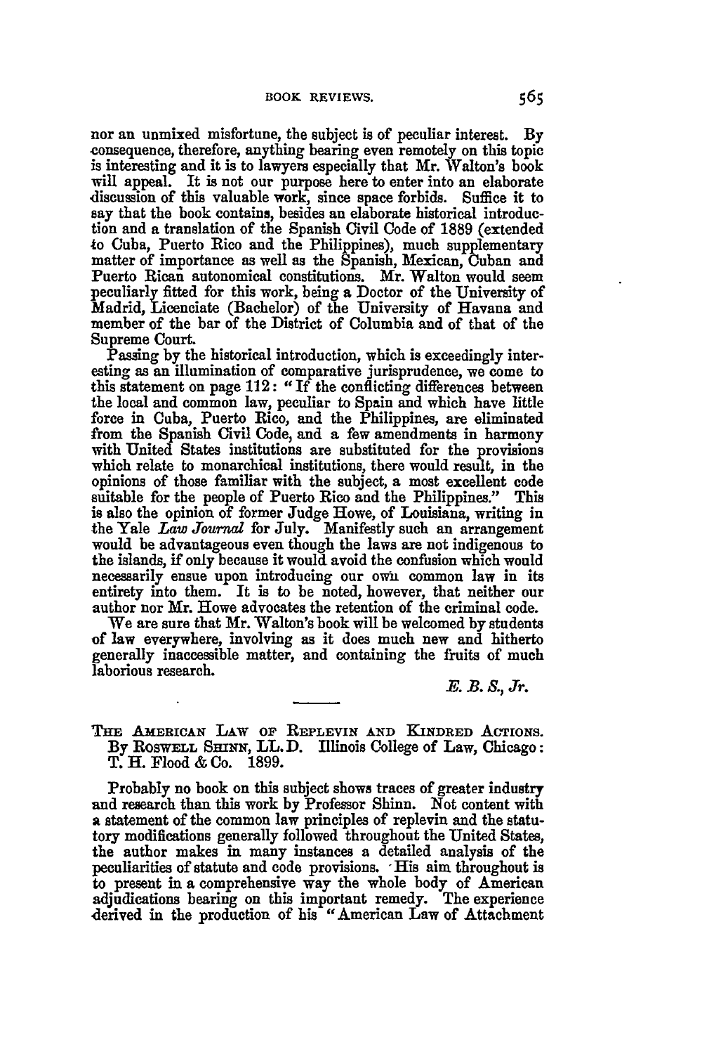nor an unmixed misfortune, the subject is of peculiar interest. By consequence, therefore, anything bearing even remotely on this topic is interesting and it is to lawyers especially that Mr. Walton's book will appeal. It is not our purpose here to enter into an elaborate discussion of this valuable work, since space forbids. Suffice it to say that the book contains, besides an elaborate historical introduction and a translation of the Spanish Civil Code of 1889 (extended to Cuba, Puerto Rico and the Philippines), much supplementary matter of importance as well as the Spanish, Mexican, Cuban and Puerto Rican autonomical constitutions. Mr. Walton would seem peculiarly fitted for this work, being a Doctor of the University of Madrid, Licenciate (Bachelor) of the University of Havana and member of the bar of the District of Columbia and of that of the Supreme Court.

Passing by the historical introduction, which is exceedingly interesting as an illumination of comparative jurisprudence, we come to this statement on page 112: "If the conflicting differences between the local and common law, peculiar to Spain and which have little force in Cuba, Puerto Rico, and the Philippines, are eliminated from the Spanish Civil Code, and a few amendments in harmony with United States institutions are substituted for the provisions which relate to monarchical institutions, there would result, in the opinions of those familiar with the subject, a most excellent code suitable for the people of Puerto Rico and the Philippines." This is also the opinion of former Judge Howe, of Louisiana, writing in the Yale *Law Journal* for July. Manifestly such an arrangement would be advantageous even though the laws are not indigenous to the islands, if only because it would avoid the confusion which would necessarily ensue upon introducing our own common law in its entirety into them. It is to be noted, however, that neither our author nor Mr. Howe advocates the retention of the criminal code.

We are sure that Mr. Walton's book will be welcomed by students of law everywhere, involving as it does much new and hitherto generally inaccessible matter, and containing the fruits of much laborious research.

*E. B. S., Jr.*

---

THE AMERICAN LAW OF REPLEVIN AND KINDRED ACTIONS. By ROSWELL SHINN, LL.D. Illinois College of Law, Chicago: T. H. Flood & Co. 1899.

Probably no book on this subject shows traces of greater industry and research than this work by Professor Shinn. Not content with a statement of the common law principles of replevin and the statutory modifications generally followed throughout the United States, the author makes in many instances a detailed analysis of the peculiarities of statute and code provisions. His aim throughout is to present in a comprehensive way the whole body of American adjudications bearing on this important remedy. The experience derived in the production of his "American Law of Attachment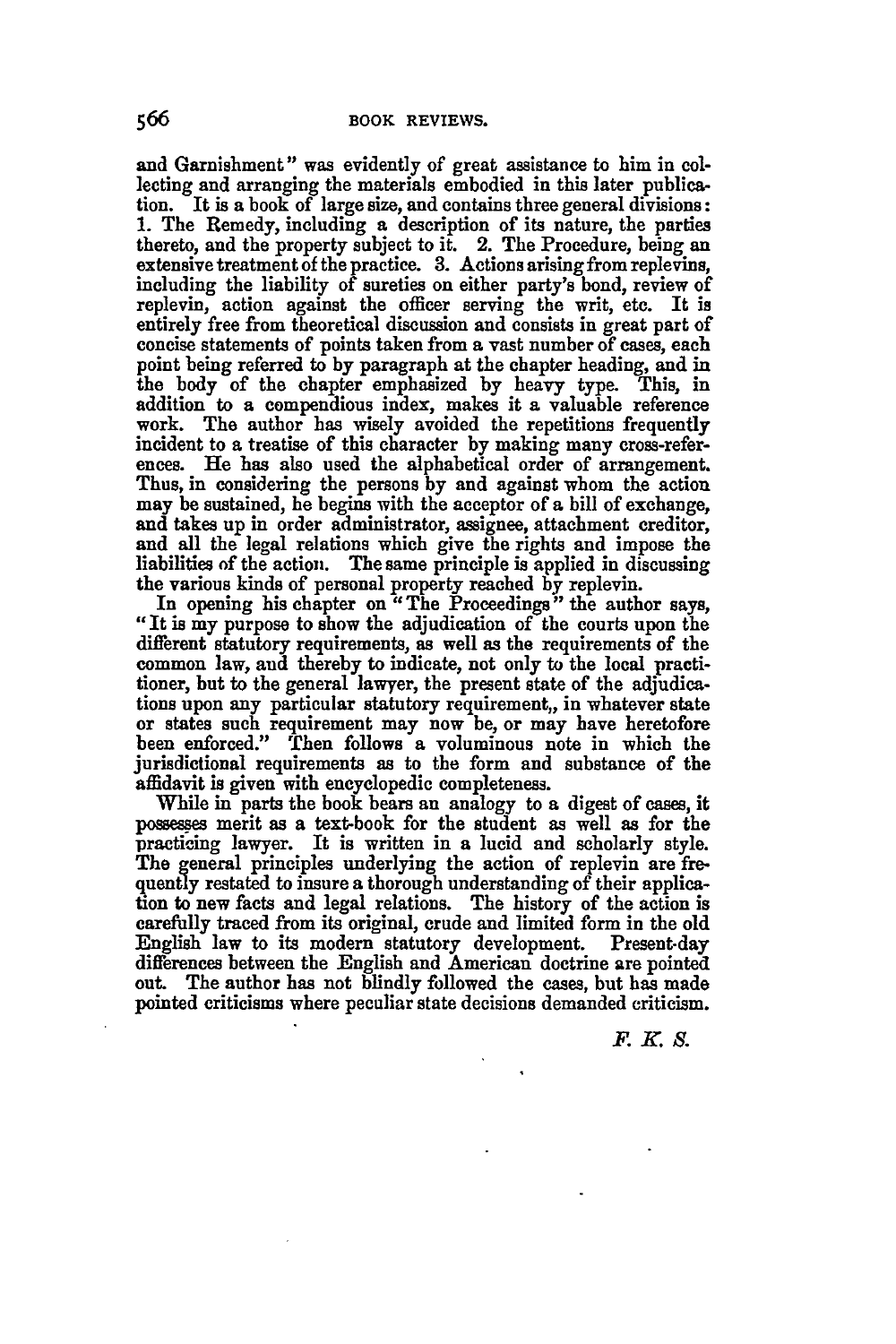and Garnishment" was evidently of great assistance to him in collecting and arranging the materials embodied in this later publication. It is a book of large size, and contains three general divisions: 1. The Remedy, including a description of its nature, the parties thereto, and the property subject to it. 2. The Procedure, being an extensive treatment of the practice. 3. Actions arising from replevins, including the liability of sureties on either party's bond, review of replevin, action against the officer serving the writ, etc. It is entirely free from theoretical discussion and consists in great part of concise statements of points taken from a vast number of cases, each point being referred to by paragraph at the chapter heading, and in the body of the chapter emphasized by heavy type. This, in addition to a compendious index, makes it a valuable reference work. The author has wisely avoided the repetitions frequently incident to a treatise of this character by making many cross-references. He has also used the alphabetical order of arrangement. Thus, in considering the persons by and against whom the action may be sustained, he begins with the acceptor of a bill of exchange, and takes up in order administrator, assignee, attachment creditor, and all the legal relations which give the rights and impose the liabilities of the action. The same principle is applied in discussing the various kinds of personal property reached by replevin.

In opening his chapter on "The Proceedings" the author says, "It is my purpose to show the adjudication of the courts upon the different statutory requirements, as well as the requirements of the common law, and thereby to indicate, not only to the local practitioner, but to the general lawyer, the present state of the adjudications upon any particular statutory requirement,, in whatever state or states such requirement may now be, or may have heretofore been enforced." Then follows a voluminous note in which the jurisdictional requirements as to the form and substance of the affidavit is given with encyclopedic completeness.

While in parts the book bears an analogy to a digest of cases, it possesses merit as a text-book for the student as well as for the practicing lawyer. It is written in a lucid and scholarly style. The general principles underlying the action of replevin are frequently restated to insure a thorough understanding of their application to new facts and legal relations. The history of the action is carefully traced from its original, crude and limited form in the old English law to its modern statutory development. Present-day differences between the English and American doctrine are pointed out. The author has not blindly followed the cases, but has made pointed criticisms where peculiar state decisions demanded criticism.

*F. K. S.*